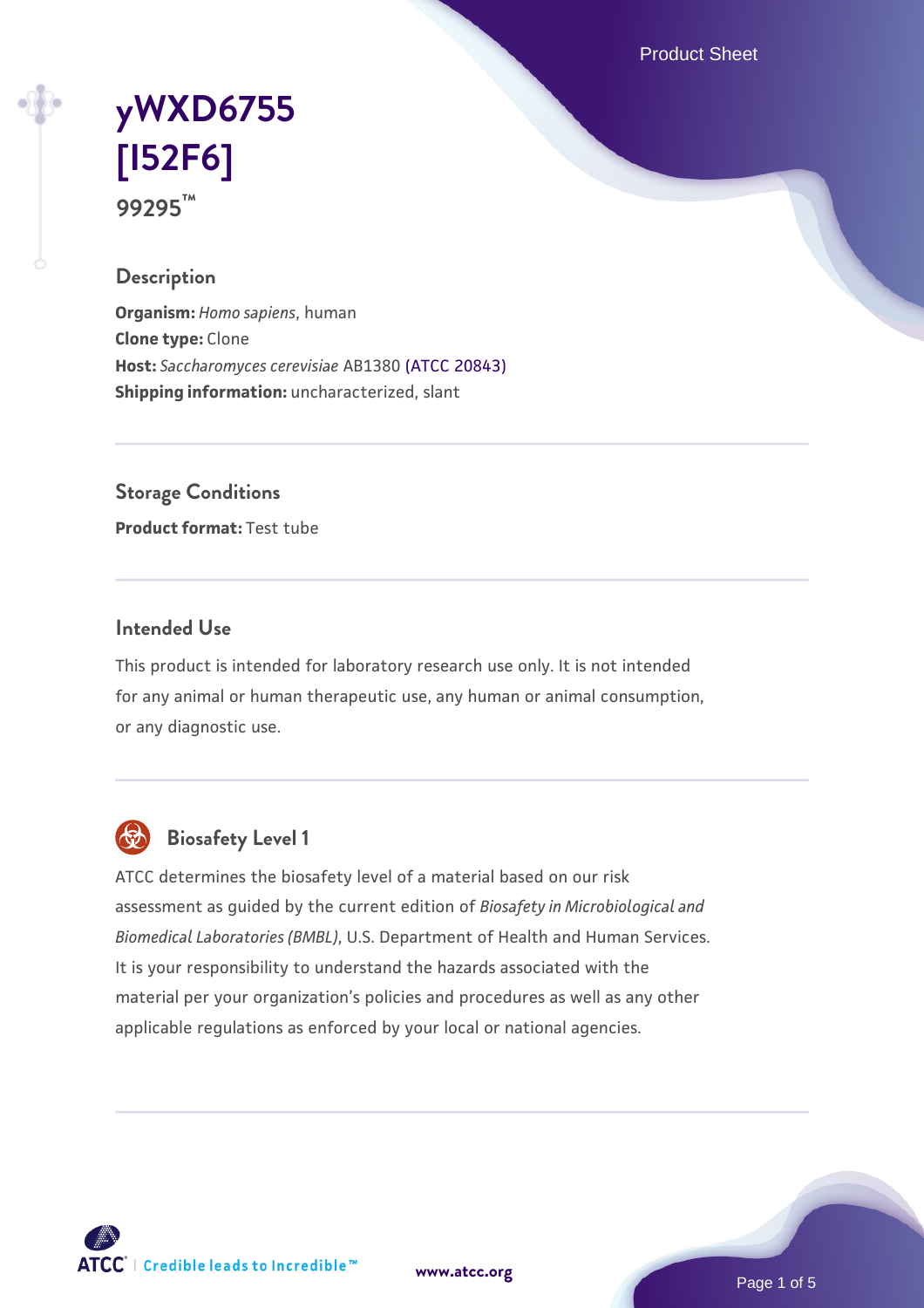# yWXD6755 [I52F6]

**99295™**

## Description

**Organism:** *Homo sapiens*, human
**Clone type:** Clone
**Host:** *Saccharomyces cerevisiae* AB1380 (ATCC 20843)
**Shipping information:** uncharacterized, slant

## Storage Conditions

**Product format:** Test tube

## Intended Use

This product is intended for laboratory research use only. It is not intended for any animal or human therapeutic use, any human or animal consumption, or any diagnostic use.

## Biosafety Level 1

ATCC determines the biosafety level of a material based on our risk assessment as guided by the current edition of *Biosafety in Microbiological and Biomedical Laboratories (BMBL)*, U.S. Department of Health and Human Services. It is your responsibility to understand the hazards associated with the material per your organization's policies and procedures as well as any other applicable regulations as enforced by your local or national agencies.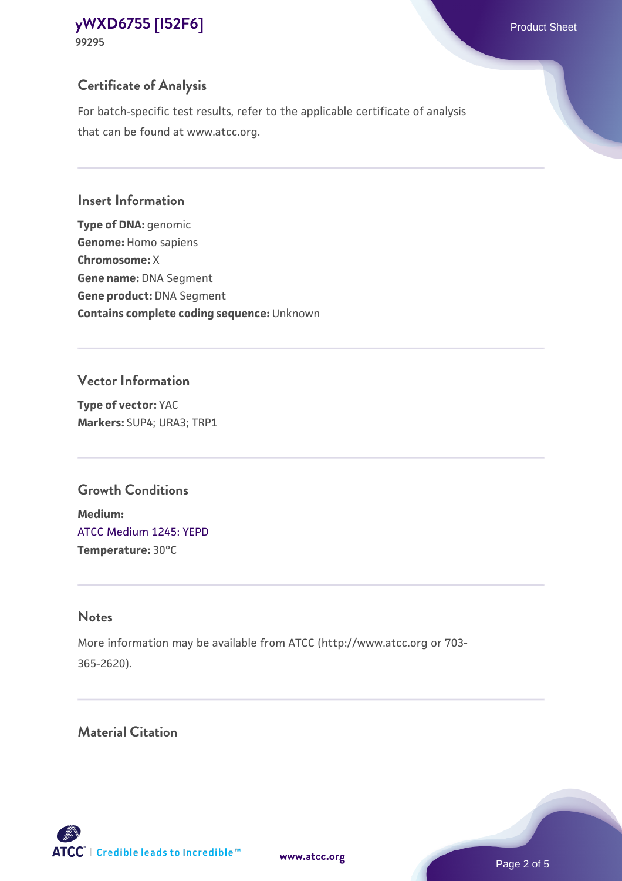## Certificate of Analysis

For batch-specific test results, refer to the applicable certificate of analysis that can be found at www.atcc.org.

## Insert Information

**Type of DNA:** genomic
**Genome:** Homo sapiens
**Chromosome:** X
**Gene name:** DNA Segment
**Gene product:** DNA Segment
**Contains complete coding sequence:** Unknown

## Vector Information

**Type of vector:** YAC
**Markers:** SUP4; URA3; TRP1

## Growth Conditions

**Medium:**
ATCC Medium 1245: YEPD
**Temperature:** 30°C

## Notes

More information may be available from ATCC (http://www.atcc.org or 703-365-2620).

## Material Citation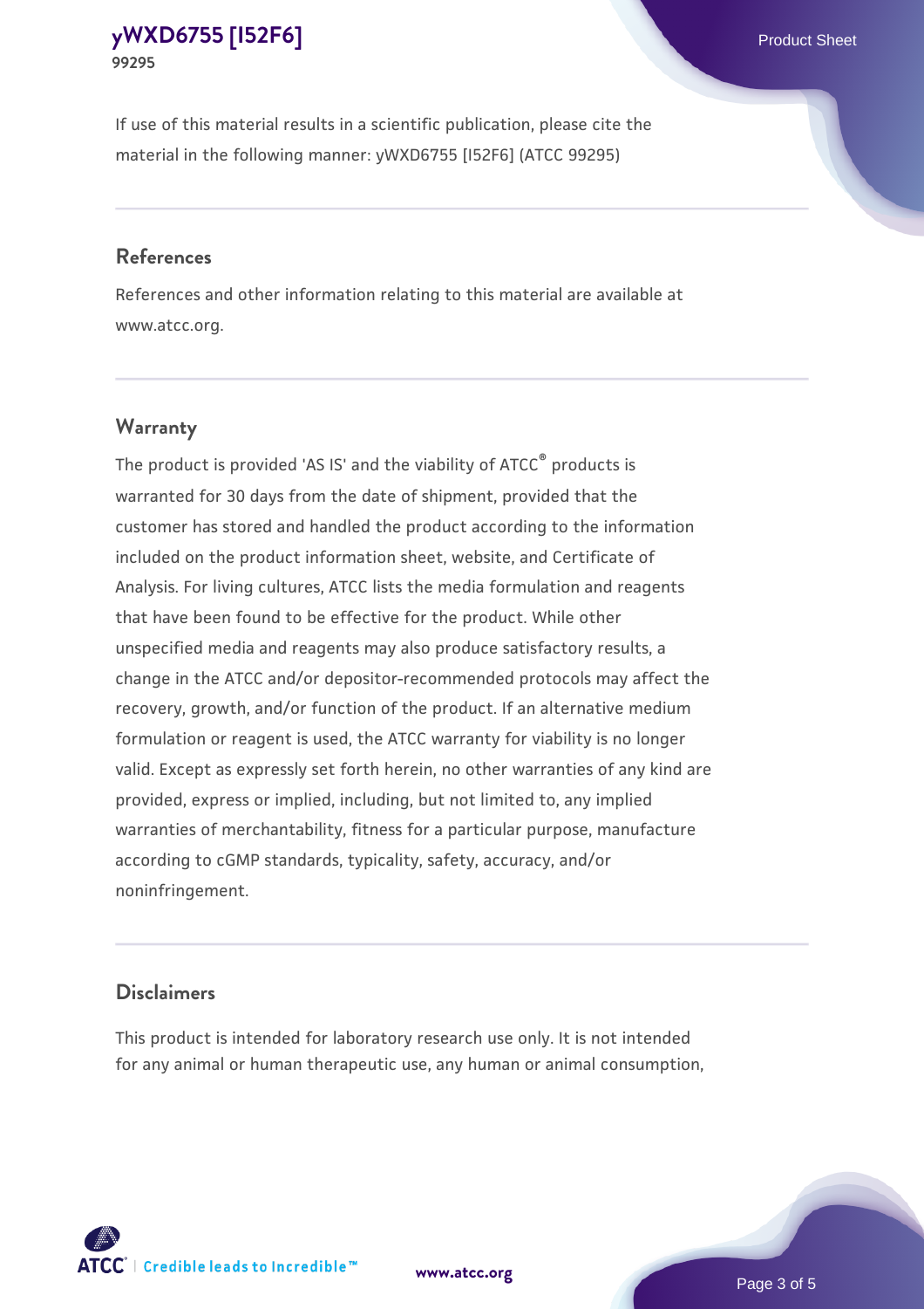If use of this material results in a scientific publication, please cite the material in the following manner: yWXD6755 [I52F6] (ATCC 99295)

## References

References and other information relating to this material are available at www.atcc.org.

## Warranty

The product is provided 'AS IS' and the viability of ATCC® products is warranted for 30 days from the date of shipment, provided that the customer has stored and handled the product according to the information included on the product information sheet, website, and Certificate of Analysis. For living cultures, ATCC lists the media formulation and reagents that have been found to be effective for the product. While other unspecified media and reagents may also produce satisfactory results, a change in the ATCC and/or depositor-recommended protocols may affect the recovery, growth, and/or function of the product. If an alternative medium formulation or reagent is used, the ATCC warranty for viability is no longer valid. Except as expressly set forth herein, no other warranties of any kind are provided, express or implied, including, but not limited to, any implied warranties of merchantability, fitness for a particular purpose, manufacture according to cGMP standards, typicality, safety, accuracy, and/or noninfringement.

## Disclaimers

This product is intended for laboratory research use only. It is not intended for any animal or human therapeutic use, any human or animal consumption,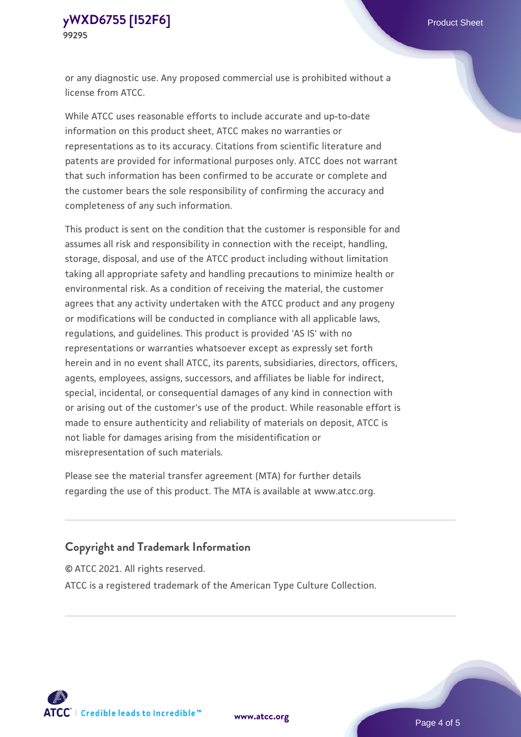or any diagnostic use. Any proposed commercial use is prohibited without a license from ATCC.

While ATCC uses reasonable efforts to include accurate and up-to-date information on this product sheet, ATCC makes no warranties or representations as to its accuracy. Citations from scientific literature and patents are provided for informational purposes only. ATCC does not warrant that such information has been confirmed to be accurate or complete and the customer bears the sole responsibility of confirming the accuracy and completeness of any such information.

This product is sent on the condition that the customer is responsible for and assumes all risk and responsibility in connection with the receipt, handling, storage, disposal, and use of the ATCC product including without limitation taking all appropriate safety and handling precautions to minimize health or environmental risk. As a condition of receiving the material, the customer agrees that any activity undertaken with the ATCC product and any progeny or modifications will be conducted in compliance with all applicable laws, regulations, and guidelines. This product is provided 'AS IS' with no representations or warranties whatsoever except as expressly set forth herein and in no event shall ATCC, its parents, subsidiaries, directors, officers, agents, employees, assigns, successors, and affiliates be liable for indirect, special, incidental, or consequential damages of any kind in connection with or arising out of the customer's use of the product. While reasonable effort is made to ensure authenticity and reliability of materials on deposit, ATCC is not liable for damages arising from the misidentification or misrepresentation of such materials.

Please see the material transfer agreement (MTA) for further details regarding the use of this product. The MTA is available at www.atcc.org.

## Copyright and Trademark Information

© ATCC 2021. All rights reserved.

ATCC is a registered trademark of the American Type Culture Collection.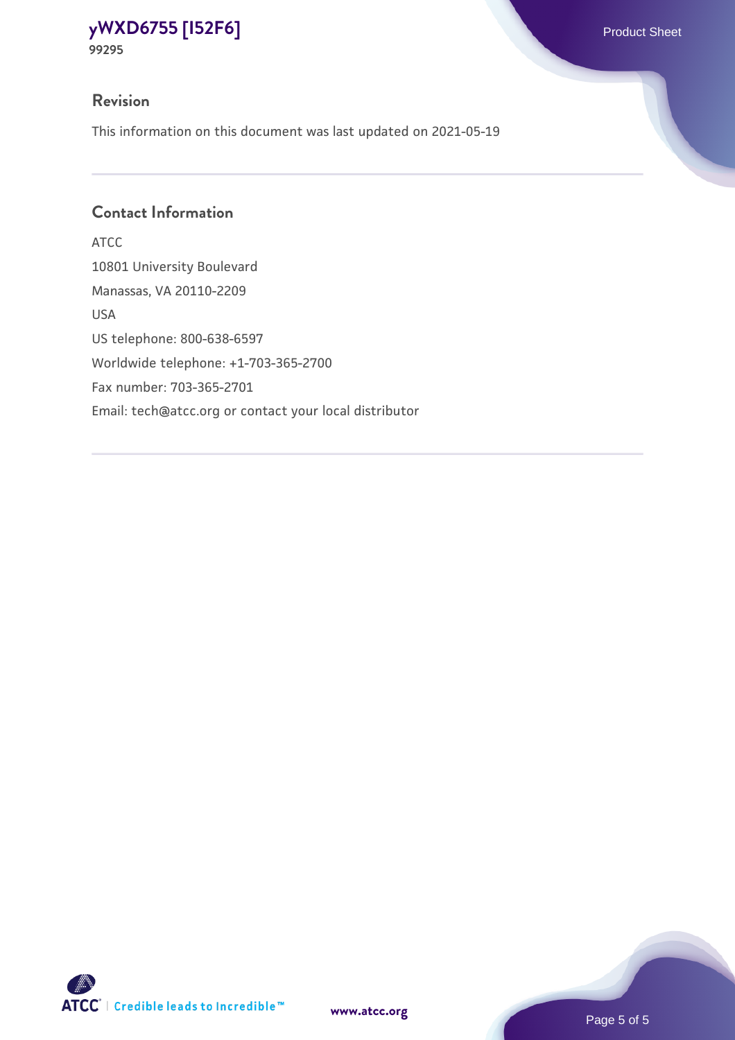## Revision

This information on this document was last updated on 2021-05-19

## Contact Information

ATCC
10801 University Boulevard
Manassas, VA 20110-2209
USA
US telephone: 800-638-6597
Worldwide telephone: +1-703-365-2700
Fax number: 703-365-2701
Email: tech@atcc.org or contact your local distributor